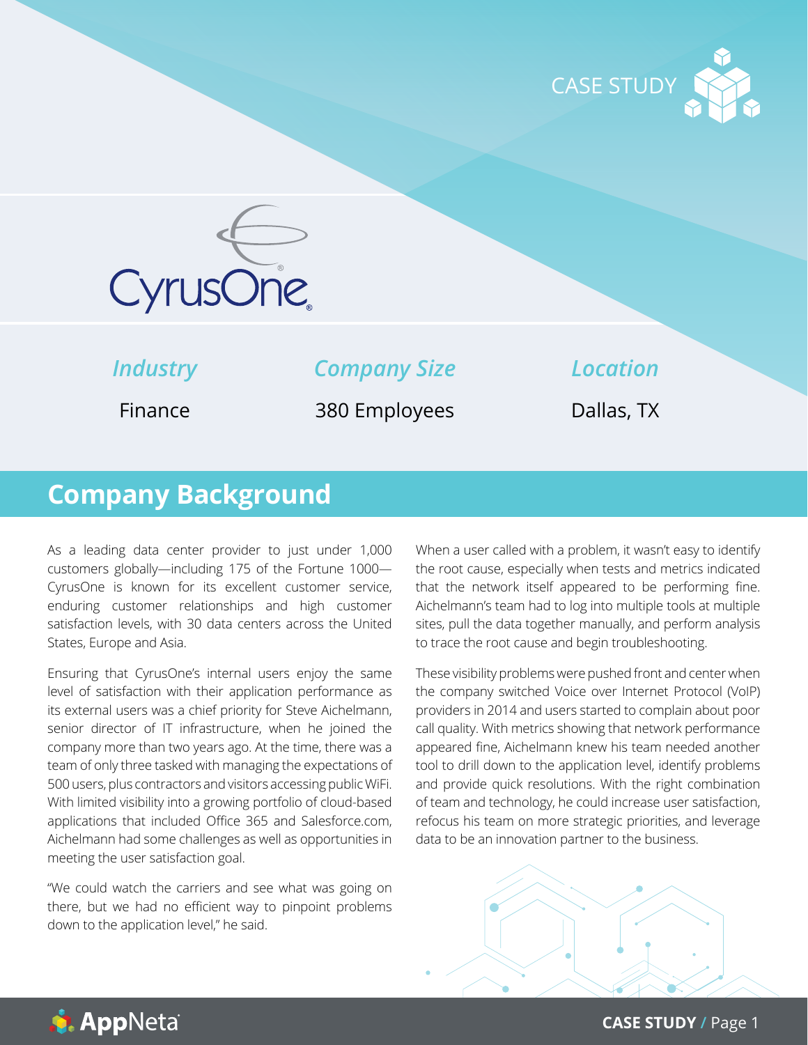CASE STUDY

CyrusOne

| *Industry* | *Company Size* | *Location* |
| --- | --- | --- |
| Finance | 380 Employees | Dallas, TX |

## Company Background

As a leading data center provider to just under 1,000 customers globally—including 175 of the Fortune 1000—CyrusOne is known for its excellent customer service, enduring customer relationships and high customer satisfaction levels, with 30 data centers across the United States, Europe and Asia.

Ensuring that CyrusOne's internal users enjoy the same level of satisfaction with their application performance as its external users was a chief priority for Steve Aichelmann, senior director of IT infrastructure, when he joined the company more than two years ago. At the time, there was a team of only three tasked with managing the expectations of 500 users, plus contractors and visitors accessing public WiFi. With limited visibility into a growing portfolio of cloud-based applications that included Office 365 and Salesforce.com, Aichelmann had some challenges as well as opportunities in meeting the user satisfaction goal.

"We could watch the carriers and see what was going on there, but we had no efficient way to pinpoint problems down to the application level," he said.

When a user called with a problem, it wasn't easy to identify the root cause, especially when tests and metrics indicated that the network itself appeared to be performing fine. Aichelmann's team had to log into multiple tools at multiple sites, pull the data together manually, and perform analysis to trace the root cause and begin troubleshooting.

These visibility problems were pushed front and center when the company switched Voice over Internet Protocol (VoIP) providers in 2014 and users started to complain about poor call quality. With metrics showing that network performance appeared fine, Aichelmann knew his team needed another tool to drill down to the application level, identify problems and provide quick resolutions. With the right combination of team and technology, he could increase user satisfaction, refocus his team on more strategic priorities, and leverage data to be an innovation partner to the business.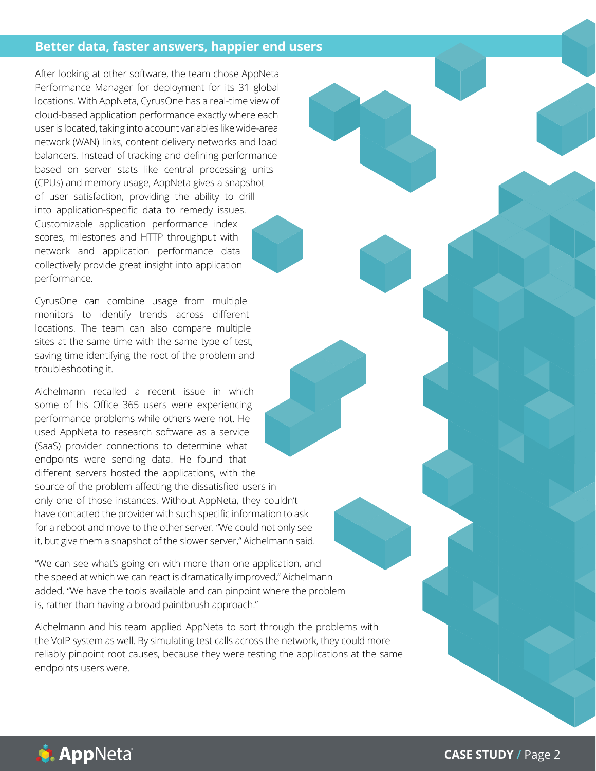## Better data, faster answers, happier end users

After looking at other software, the team chose AppNeta Performance Manager for deployment for its 31 global locations. With AppNeta, CyrusOne has a real-time view of cloud-based application performance exactly where each user is located, taking into account variables like wide-area network (WAN) links, content delivery networks and load balancers. Instead of tracking and defining performance based on server stats like central processing units (CPUs) and memory usage, AppNeta gives a snapshot of user satisfaction, providing the ability to drill into application-specific data to remedy issues. Customizable application performance index scores, milestones and HTTP throughput with network and application performance data collectively provide great insight into application performance.

CyrusOne can combine usage from multiple monitors to identify trends across different locations. The team can also compare multiple sites at the same time with the same type of test, saving time identifying the root of the problem and troubleshooting it.

Aichelmann recalled a recent issue in which some of his Office 365 users were experiencing performance problems while others were not. He used AppNeta to research software as a service (SaaS) provider connections to determine what endpoints were sending data. He found that different servers hosted the applications, with the source of the problem affecting the dissatisfied users in only one of those instances. Without AppNeta, they couldn't have contacted the provider with such specific information to ask for a reboot and move to the other server. "We could not only see it, but give them a snapshot of the slower server," Aichelmann said.

"We can see what's going on with more than one application, and the speed at which we can react is dramatically improved," Aichelmann added. "We have the tools available and can pinpoint where the problem is, rather than having a broad paintbrush approach."

Aichelmann and his team applied AppNeta to sort through the problems with the VoIP system as well. By simulating test calls across the network, they could more reliably pinpoint root causes, because they were testing the applications at the same endpoints users were.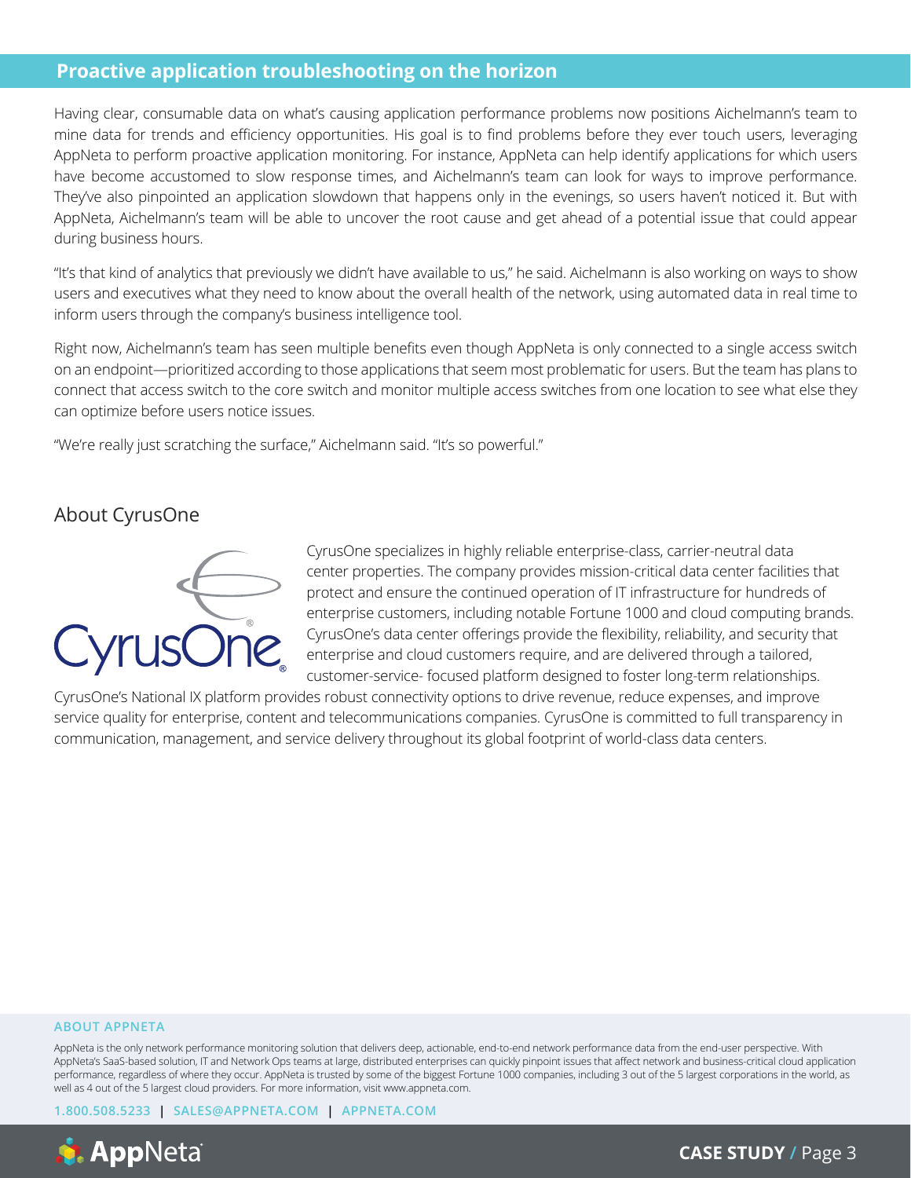## Proactive application troubleshooting on the horizon

Having clear, consumable data on what's causing application performance problems now positions Aichelmann's team to mine data for trends and efficiency opportunities. His goal is to find problems before they ever touch users, leveraging AppNeta to perform proactive application monitoring. For instance, AppNeta can help identify applications for which users have become accustomed to slow response times, and Aichelmann's team can look for ways to improve performance. They've also pinpointed an application slowdown that happens only in the evenings, so users haven't noticed it. But with AppNeta, Aichelmann's team will be able to uncover the root cause and get ahead of a potential issue that could appear during business hours.

"It's that kind of analytics that previously we didn't have available to us," he said. Aichelmann is also working on ways to show users and executives what they need to know about the overall health of the network, using automated data in real time to inform users through the company's business intelligence tool.

Right now, Aichelmann's team has seen multiple benefits even though AppNeta is only connected to a single access switch on an endpoint—prioritized according to those applications that seem most problematic for users. But the team has plans to connect that access switch to the core switch and monitor multiple access switches from one location to see what else they can optimize before users notice issues.

"We're really just scratching the surface," Aichelmann said. "It's so powerful."

## About CyrusOne

CyrusOne specializes in highly reliable enterprise-class, carrier-neutral data center properties. The company provides mission-critical data center facilities that protect and ensure the continued operation of IT infrastructure for hundreds of enterprise customers, including notable Fortune 1000 and cloud computing brands. CyrusOne's data center offerings provide the flexibility, reliability, and security that enterprise and cloud customers require, and are delivered through a tailored, customer-service- focused platform designed to foster long-term relationships. CyrusOne's National IX platform provides robust connectivity options to drive revenue, reduce expenses, and improve service quality for enterprise, content and telecommunications companies. CyrusOne is committed to full transparency in communication, management, and service delivery throughout its global footprint of world-class data centers.

**ABOUT APPNETA**

AppNeta is the only network performance monitoring solution that delivers deep, actionable, end-to-end network performance data from the end-user perspective. With AppNeta's SaaS-based solution, IT and Network Ops teams at large, distributed enterprises can quickly pinpoint issues that affect network and business-critical cloud application performance, regardless of where they occur. AppNeta is trusted by some of the biggest Fortune 1000 companies, including 3 out of the 5 largest corporations in the world, as well as 4 out of the 5 largest cloud providers. For more information, visit www.appneta.com.

**1.800.508.5233 | SALES@APPNETA.COM | APPNETA.COM**